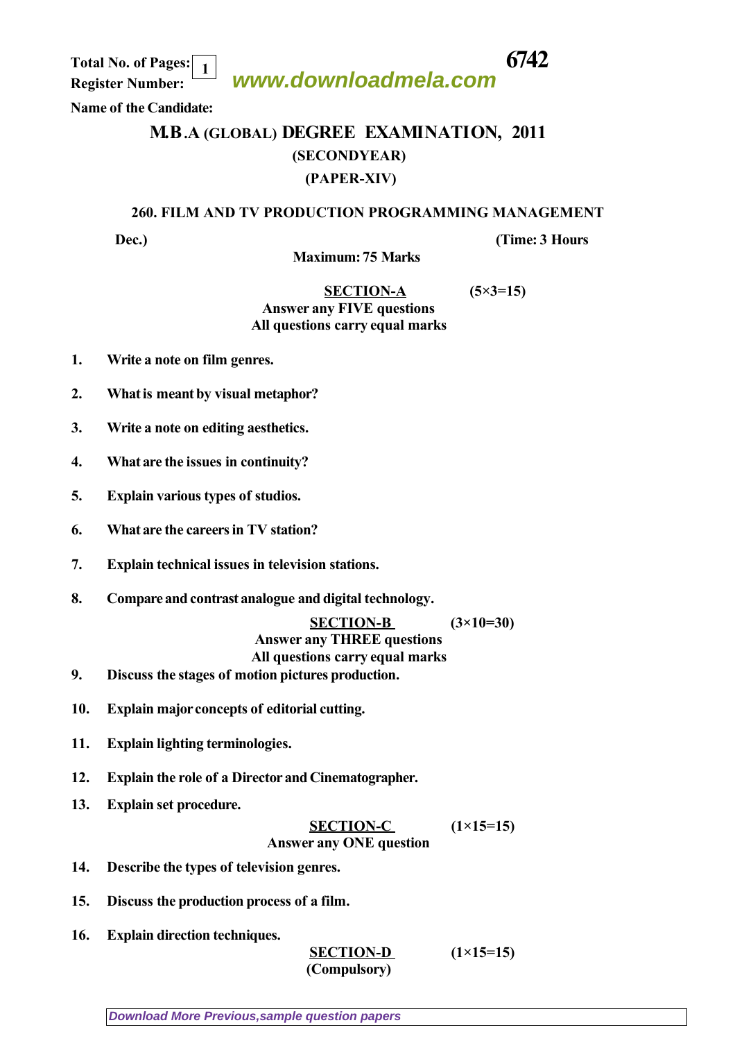Total No. of Pages: 1 **6742**

Register Number: www.downloadmela.com

Name of the Candidate:

# M.B.A (GLOBAL) DEGREE EXAMINATION, 2011

## (SECONDYEAR)

## (PAPER-XIV)

### 260. FILM AND TV PRODUCTION PROGRAMMING MANAGEMENT

Dec.) (Time: 3 Hours

Maximum: 75 Marks

**SECTION-A** (5×3=15)

Answer any FIVE questions

All questions carry equal marks

1. Write a note on film genres.
2. What is meant by visual metaphor?
3. Write a note on editing aesthetics.
4. What are the issues in continuity?
5. Explain various types of studios.
6. What are the careers in TV station?
7. Explain technical issues in television stations.
8. Compare and contrast analogue and digital technology.

**SECTION-B** (3×10=30)

Answer any THREE questions

All questions carry equal marks

9. Discuss the stages of motion pictures production.
10. Explain major concepts of editorial cutting.
11. Explain lighting terminologies.
12. Explain the role of a Director and Cinematographer.
13. Explain set procedure.

**SECTION-C** (1×15=15)

Answer any ONE question

14. Describe the types of television genres.
15. Discuss the production process of a film.
16. Explain direction techniques.

**SECTION-D** (1×15=15)

(Compulsory)

Download More Previous,sample question papers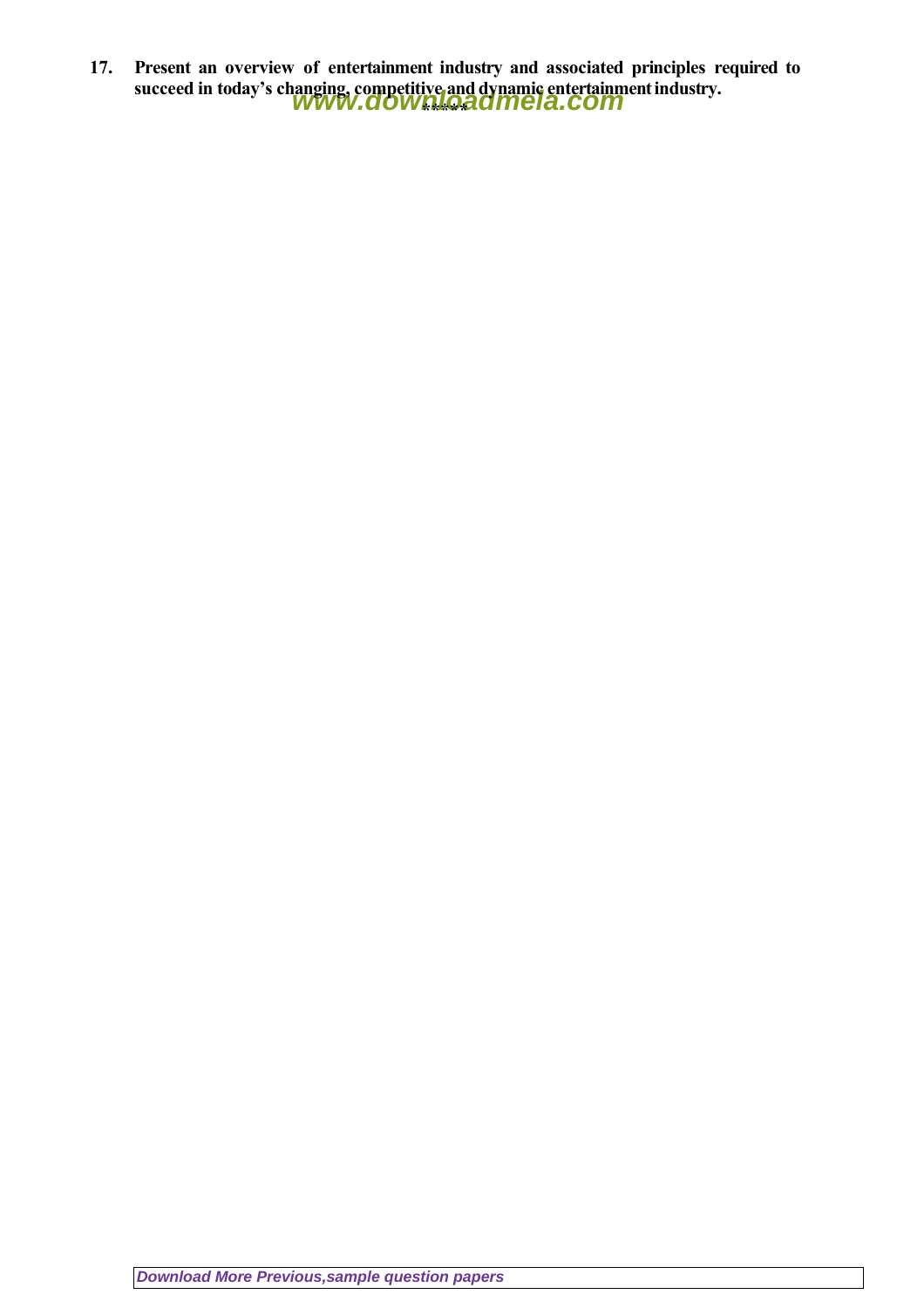**17. Present an overview of entertainment industry and associated principles required to succeed in today's changing, competitive and dynamic entertainment industry.**

*****